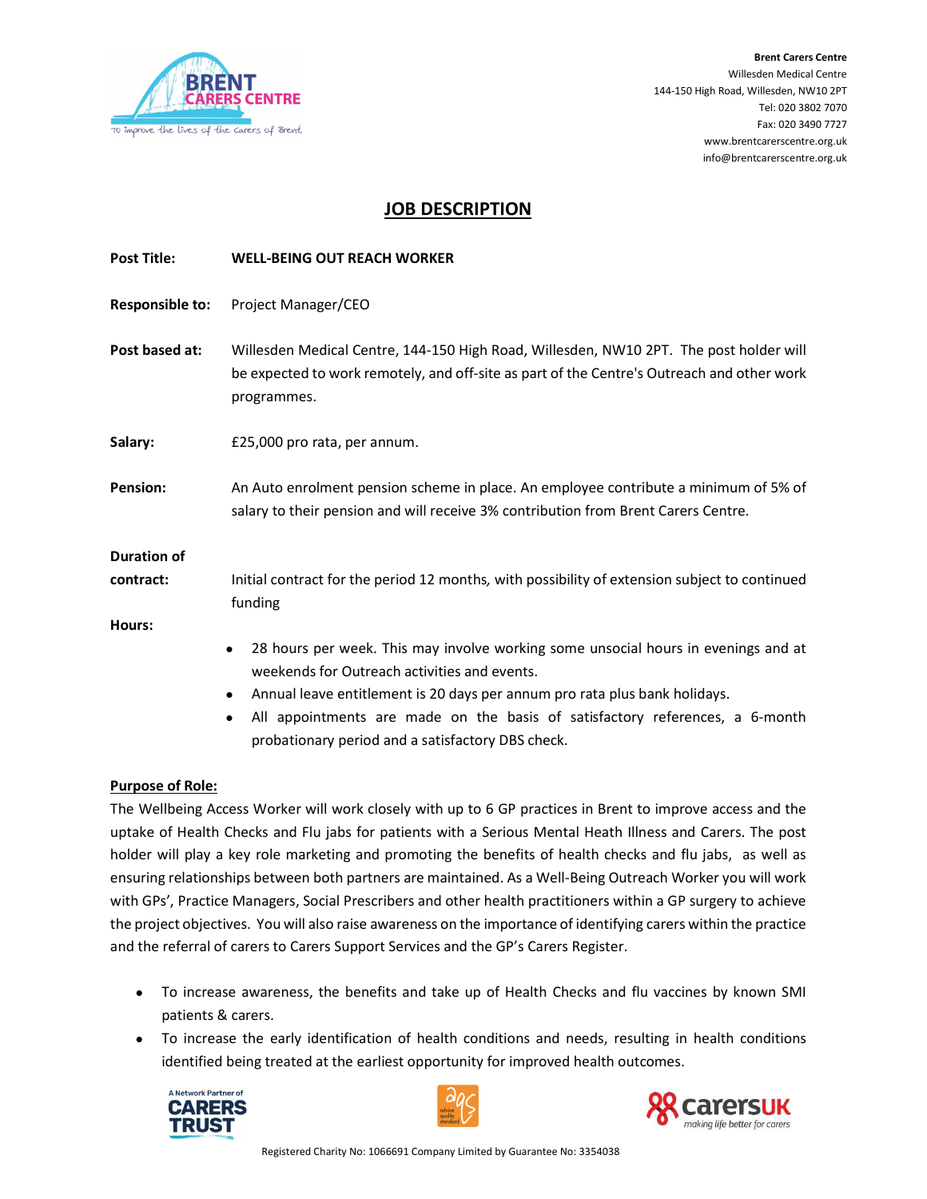**Brent Carers Centre**
Willesden Medical Centre
144-150 High Road, Willesden, NW10 2PT
Tel: 020 3802 7070
Fax: 020 3490 7727
www.brentcarerscentre.org.uk
info@brentcarerscentre.org.uk

# JOB DESCRIPTION

**Post Title:** WELL-BEING OUT REACH WORKER

**Responsible to:** Project Manager/CEO

**Post based at:** Willesden Medical Centre, 144-150 High Road, Willesden, NW10 2PT. The post holder will be expected to work remotely, and off-site as part of the Centre's Outreach and other work programmes.

**Salary:** £25,000 pro rata, per annum.

**Pension:** An Auto enrolment pension scheme in place. An employee contribute a minimum of 5% of salary to their pension and will receive 3% contribution from Brent Carers Centre.

**Duration of contract:** Initial contract for the period 12 months, with possibility of extension subject to continued funding

**Hours:**

- 28 hours per week. This may involve working some unsocial hours in evenings and at weekends for Outreach activities and events.
- Annual leave entitlement is 20 days per annum pro rata plus bank holidays.
- All appointments are made on the basis of satisfactory references, a 6-month probationary period and a satisfactory DBS check.

**Purpose of Role:**

The Wellbeing Access Worker will work closely with up to 6 GP practices in Brent to improve access and the uptake of Health Checks and Flu jabs for patients with a Serious Mental Heath Illness and Carers. The post holder will play a key role marketing and promoting the benefits of health checks and flu jabs, as well as ensuring relationships between both partners are maintained. As a Well-Being Outreach Worker you will work with GPs', Practice Managers, Social Prescribers and other health practitioners within a GP surgery to achieve the project objectives. You will also raise awareness on the importance of identifying carers within the practice and the referral of carers to Carers Support Services and the GP's Carers Register.

- To increase awareness, the benefits and take up of Health Checks and flu vaccines by known SMI patients & carers.
- To increase the early identification of health conditions and needs, resulting in health conditions identified being treated at the earliest opportunity for improved health outcomes.

Registered Charity No: 1066691 Company Limited by Guarantee No: 3354038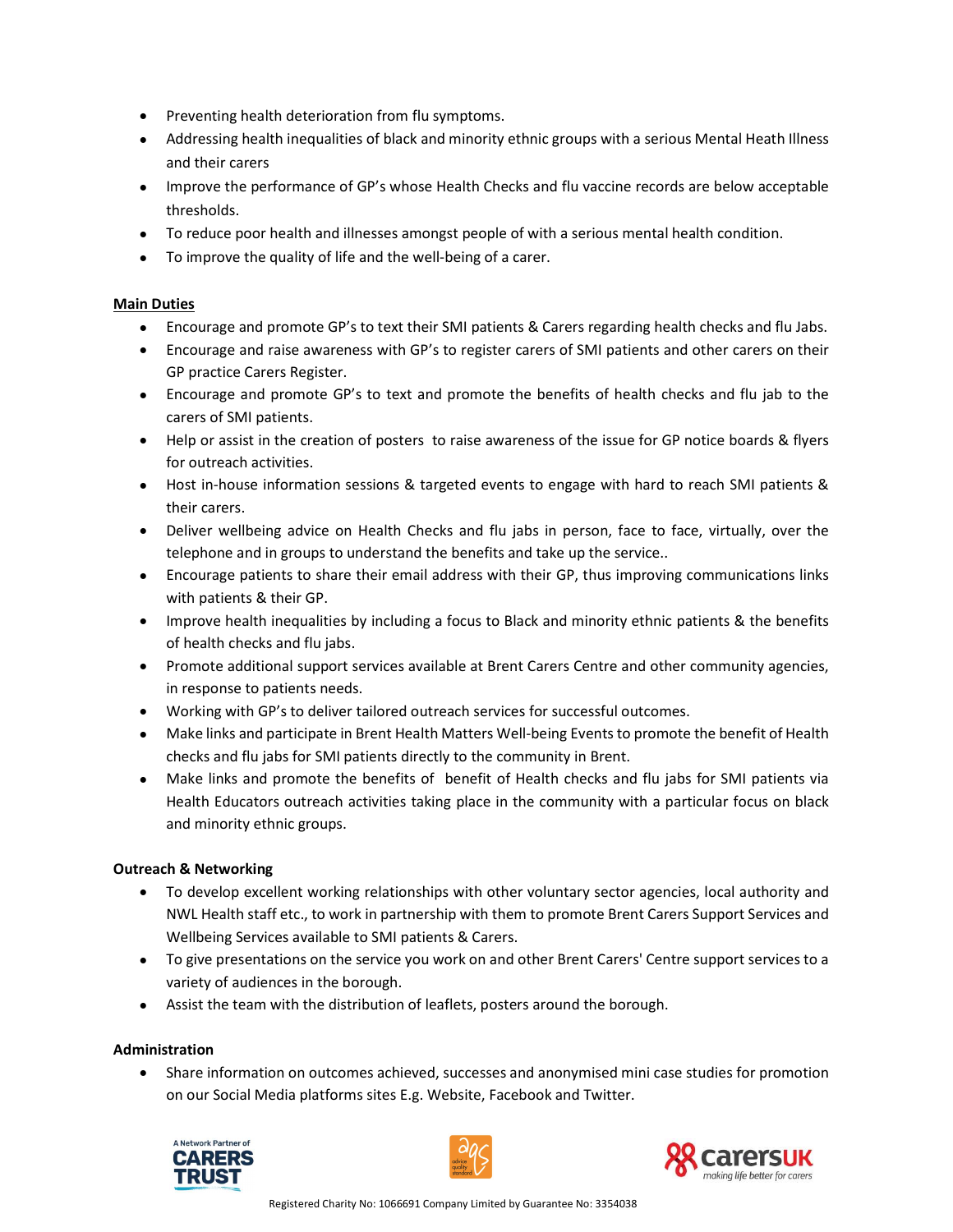- Preventing health deterioration from flu symptoms.
- Addressing health inequalities of black and minority ethnic groups with a serious Mental Heath Illness and their carers
- Improve the performance of GP's whose Health Checks and flu vaccine records are below acceptable thresholds.
- To reduce poor health and illnesses amongst people of with a serious mental health condition.
- To improve the quality of life and the well-being of a carer.

**Main Duties**

- Encourage and promote GP's to text their SMI patients & Carers regarding health checks and flu Jabs.
- Encourage and raise awareness with GP's to register carers of SMI patients and other carers on their GP practice Carers Register.
- Encourage and promote GP's to text and promote the benefits of health checks and flu jab to the carers of SMI patients.
- Help or assist in the creation of posters to raise awareness of the issue for GP notice boards & flyers for outreach activities.
- Host in-house information sessions & targeted events to engage with hard to reach SMI patients & their carers.
- Deliver wellbeing advice on Health Checks and flu jabs in person, face to face, virtually, over the telephone and in groups to understand the benefits and take up the service..
- Encourage patients to share their email address with their GP, thus improving communications links with patients & their GP.
- Improve health inequalities by including a focus to Black and minority ethnic patients & the benefits of health checks and flu jabs.
- Promote additional support services available at Brent Carers Centre and other community agencies, in response to patients needs.
- Working with GP's to deliver tailored outreach services for successful outcomes.
- Make links and participate in Brent Health Matters Well-being Events to promote the benefit of Health checks and flu jabs for SMI patients directly to the community in Brent.
- Make links and promote the benefits of benefit of Health checks and flu jabs for SMI patients via Health Educators outreach activities taking place in the community with a particular focus on black and minority ethnic groups.

**Outreach & Networking**

- To develop excellent working relationships with other voluntary sector agencies, local authority and NWL Health staff etc., to work in partnership with them to promote Brent Carers Support Services and Wellbeing Services available to SMI patients & Carers.
- To give presentations on the service you work on and other Brent Carers' Centre support services to a variety of audiences in the borough.
- Assist the team with the distribution of leaflets, posters around the borough.

**Administration**

- Share information on outcomes achieved, successes and anonymised mini case studies for promotion on our Social Media platforms sites E.g. Website, Facebook and Twitter.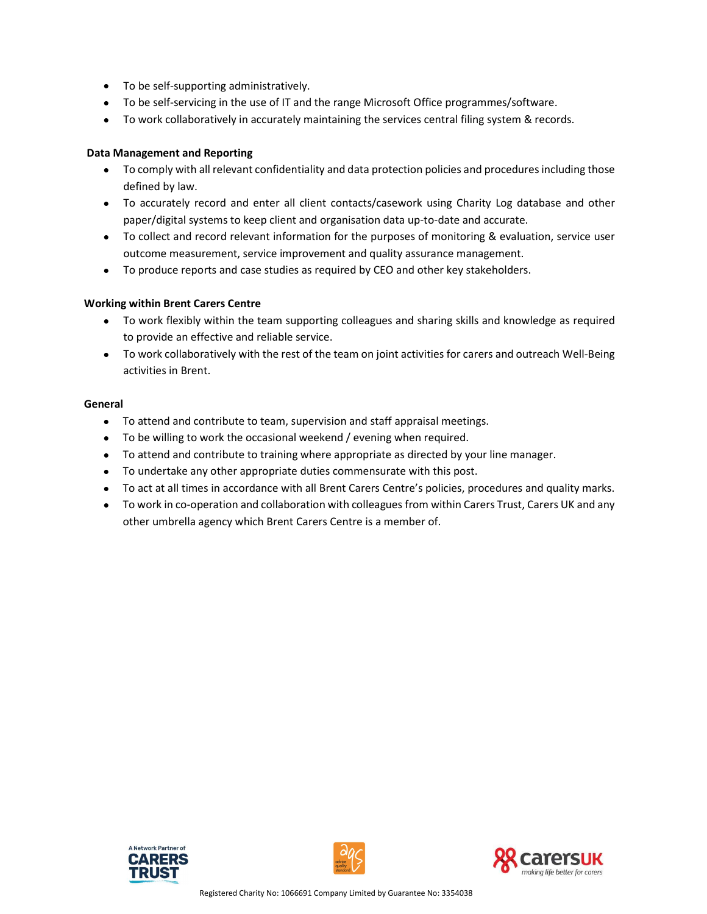- To be self-supporting administratively.
- To be self-servicing in the use of IT and the range Microsoft Office programmes/software.
- To work collaboratively in accurately maintaining the services central filing system & records.

**Data Management and Reporting**

- To comply with all relevant confidentiality and data protection policies and procedures including those defined by law.
- To accurately record and enter all client contacts/casework using Charity Log database and other paper/digital systems to keep client and organisation data up-to-date and accurate.
- To collect and record relevant information for the purposes of monitoring & evaluation, service user outcome measurement, service improvement and quality assurance management.
- To produce reports and case studies as required by CEO and other key stakeholders.

**Working within Brent Carers Centre**

- To work flexibly within the team supporting colleagues and sharing skills and knowledge as required to provide an effective and reliable service.
- To work collaboratively with the rest of the team on joint activities for carers and outreach Well-Being activities in Brent.

**General**

- To attend and contribute to team, supervision and staff appraisal meetings.
- To be willing to work the occasional weekend / evening when required.
- To attend and contribute to training where appropriate as directed by your line manager.
- To undertake any other appropriate duties commensurate with this post.
- To act at all times in accordance with all Brent Carers Centre's policies, procedures and quality marks.
- To work in co-operation and collaboration with colleagues from within Carers Trust, Carers UK and any other umbrella agency which Brent Carers Centre is a member of.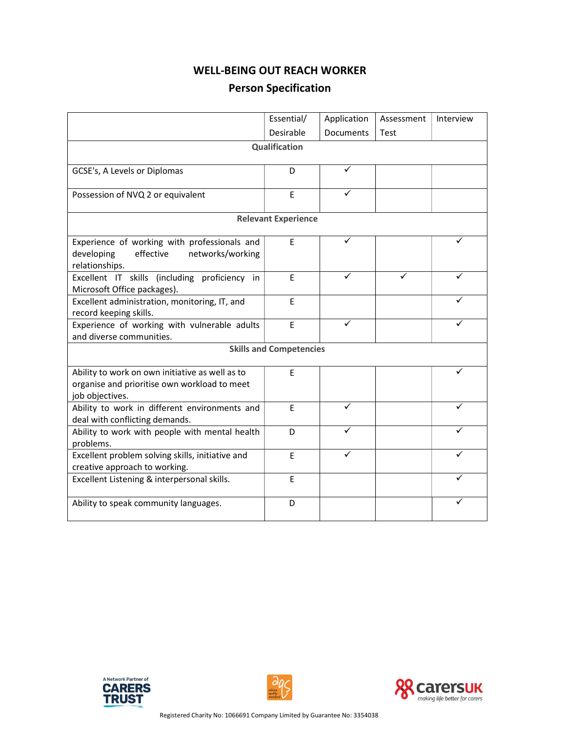# WELL-BEING OUT REACH WORKER

## Person Specification

| | Essential/ Desirable | Application Documents | Assessment Test | Interview |
|---|---|---|---|---|
| **Qualification** | | | | |
| GCSE's, A Levels or Diplomas | D | ✓ | | |
| Possession of NVQ 2 or equivalent | E | ✓ | | |
| **Relevant Experience** | | | | |
| Experience of working with professionals and developing effective networks/working relationships. | E | ✓ | | ✓ |
| Excellent IT skills (including proficiency in Microsoft Office packages). | E | ✓ | ✓ | ✓ |
| Excellent administration, monitoring, IT, and record keeping skills. | E | | | ✓ |
| Experience of working with vulnerable adults and diverse communities. | E | ✓ | | ✓ |
| **Skills and Competencies** | | | | |
| Ability to work on own initiative as well as to organise and prioritise own workload to meet job objectives. | E | | | ✓ |
| Ability to work in different environments and deal with conflicting demands. | E | ✓ | | ✓ |
| Ability to work with people with mental health problems. | D | ✓ | | ✓ |
| Excellent problem solving skills, initiative and creative approach to working. | E | ✓ | | ✓ |
| Excellent Listening & interpersonal skills. | E | | | ✓ |
| Ability to speak community languages. | D | | | ✓ |

Registered Charity No: 1066691 Company Limited by Guarantee No: 3354038